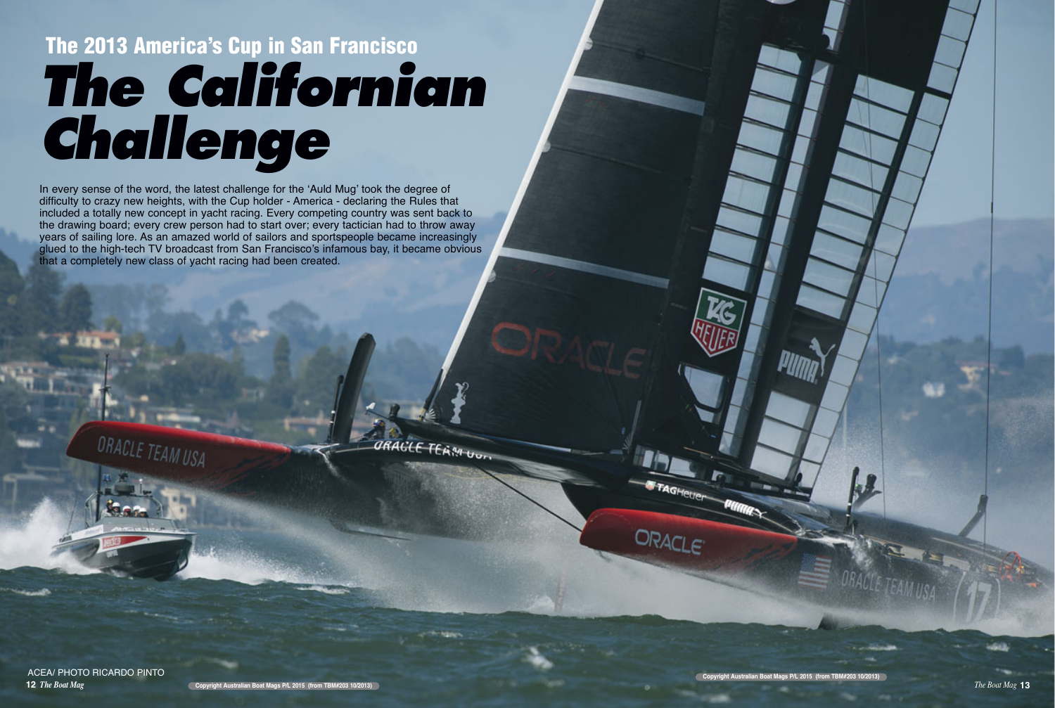## The 2013 America's Cup in San Francisco

# *The Californian Challenge*

In every sense of the word, the latest challenge for the 'Auld Mug' took the degree of difficulty to crazy new heights, with the Cup holder - America - declaring the Rules that included a totally new concept in yacht racing. Every competing country was sent back to the drawing board; every crew person had to start over; every tactician had to throw away years of sailing lore. As an amazed world of sailors and sportspeople became increasingly glued to the high-tech TV broadcast from San Francisco's infamous bay, it became obvious that a completely new class of yacht racing had been created.

ACEA/ PHOTO RICARDO PINTO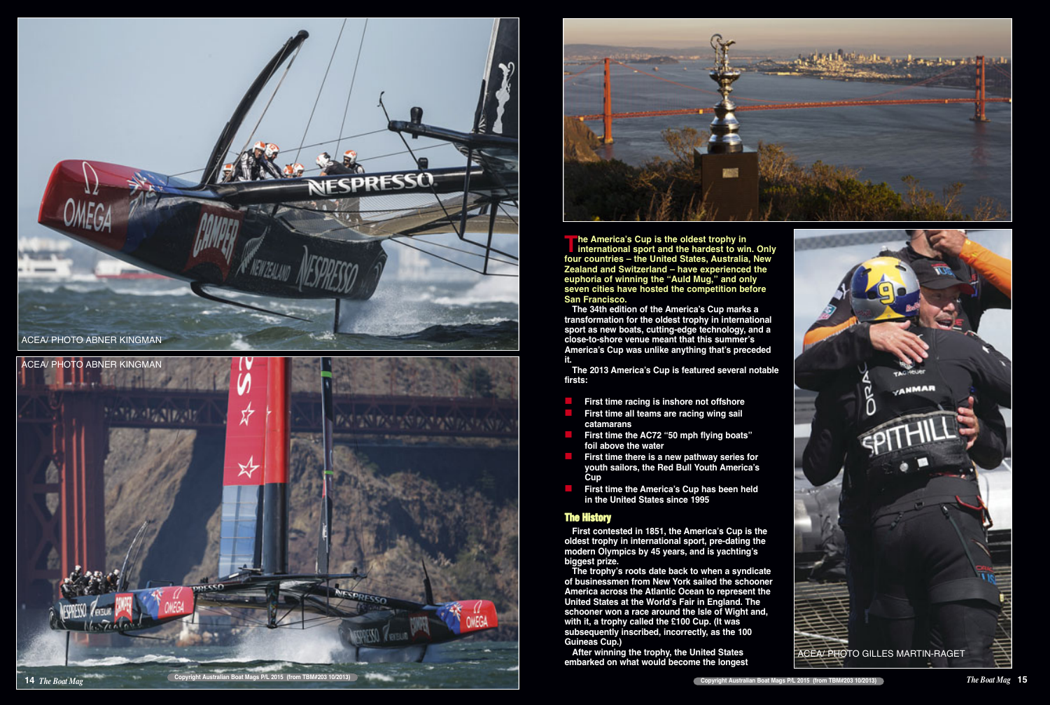ACEA/ PHOTO ABNER KINGMAN

ACEA/ PHOTO ABNER KINGMAN

**The America's Cup is the oldest trophy in international sport and the hardest to win. Only four countries – the United States, Australia, New Zealand and Switzerland – have experienced the euphoria of winning the "Auld Mug," and only seven cities have hosted the competition before San Francisco.**

The 34th edition of the America's Cup marks a transformation for the oldest trophy in international sport as new boats, cutting-edge technology, and a close-to-shore venue meant that this summer's America's Cup was unlike anything that's preceded it.

The 2013 America's Cup is featured several notable firsts:

- First time racing is inshore not offshore
- First time all teams are racing wing sail catamarans
- First time the AC72 "50 mph flying boats" foil above the water
- First time there is a new pathway series for youth sailors, the Red Bull Youth America's Cup
- First time the America's Cup has been held in the United States since 1995

## The History

First contested in 1851, the America's Cup is the oldest trophy in international sport, pre-dating the modern Olympics by 45 years, and is yachting's biggest prize.

The trophy's roots date back to when a syndicate of businessmen from New York sailed the schooner America across the Atlantic Ocean to represent the United States at the World's Fair in England. The schooner won a race around the Isle of Wight and, with it, a trophy called the £100 Cup. (It was subsequently inscribed, incorrectly, as the 100 Guineas Cup.)

After winning the trophy, the United States embarked on what would become the longest

ACEA/ PHOTO GILLES MARTIN-RAGET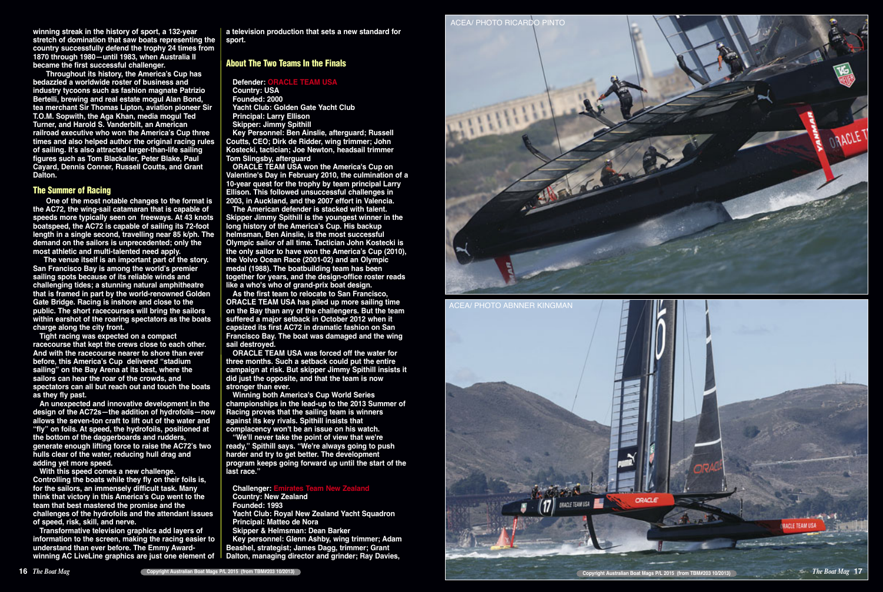winning streak in the history of sport, a 132-year stretch of domination that saw boats representing the country successfully defend the trophy 24 times from 1870 through 1980—until 1983, when Australia II became the first successful challenger.

Throughout its history, the America's Cup has bedazzled a worldwide roster of business and industry tycoons such as fashion magnate Patrizio Bertelli, brewing and real estate mogul Alan Bond, tea merchant Sir Thomas Lipton, aviation pioneer Sir T.O.M. Sopwith, the Aga Khan, media mogul Ted Turner, and Harold S. Vanderbilt, an American railroad executive who won the America's Cup three times and also helped author the original racing rules of sailing. It's also attracted larger-than-life sailing figures such as Tom Blackaller, Peter Blake, Paul Cayard, Dennis Conner, Russell Coutts, and Grant Dalton.

## The Summer of Racing

One of the most notable changes to the format is the AC72, the wing-sail catamaran that is capable of speeds more typically seen on freeways. At 43 knots boatspeed, the AC72 is capable of sailing its 72-foot length in a single second, travelling near 85 k/ph. The demand on the sailors is unprecedented; only the most athletic and multi-talented need apply.

The venue itself is an important part of the story. San Francisco Bay is among the world's premier sailing spots because of its reliable winds and challenging tides; a stunning natural amphitheatre that is framed in part by the world-renowned Golden Gate Bridge. Racing is inshore and close to the public. The short racecourses will bring the sailors within earshot of the roaring spectators as the boats charge along the city front.

Tight racing was expected on a compact racecourse that kept the crews close to each other. And with the racecourse nearer to shore than ever before, this America's Cup delivered "stadium sailing" on the Bay Arena at its best, where the sailors can hear the roar of the crowds, and spectators can all but reach out and touch the boats as they fly past.

An unexpected and innovative development in the design of the AC72s—the addition of hydrofoils—now allows the seven-ton craft to lift out of the water and "fly" on foils. At speed, the hydrofoils, positioned at the bottom of the daggerboards and rudders, generate enough lifting force to raise the AC72's two hulls clear of the water, reducing hull drag and adding yet more speed.

With this speed comes a new challenge. Controlling the boats while they fly on their foils is, for the sailors, an immensely difficult task. Many think that victory in this America's Cup went to the team that best mastered the promise and the challenges of the hydrofoils and the attendant issues of speed, risk, skill, and nerve.

Transformative television graphics add layers of information to the screen, making the racing easier to understand than ever before. The Emmy Award-winning AC LiveLine graphics are just one element of a television production that sets a new standard for sport.

## About The Two Teams In the Finals

**Defender: ORACLE TEAM USA**
Country: USA
Founded: 2000
Yacht Club: Golden Gate Yacht Club
Principal: Larry Ellison
Skipper: Jimmy Spithill
Key Personnel: Ben Ainslie, afterguard; Russell Coutts, CEO; Dirk de Ridder, wing trimmer; John Kostecki, tactician; Joe Newton, headsail trimmer Tom Slingsby, afterguard

ORACLE TEAM USA won the America's Cup on Valentine's Day in February 2010, the culmination of a 10-year quest for the trophy by team principal Larry Ellison. This followed unsuccessful challenges in 2003, in Auckland, and the 2007 effort in Valencia.

The American defender is stacked with talent. Skipper Jimmy Spithill is the youngest winner in the long history of the America's Cup. His backup helmsman, Ben Ainslie, is the most successful Olympic sailor of all time. Tactician John Kostecki is the only sailor to have won the America's Cup (2010), the Volvo Ocean Race (2001-02) and an Olympic medal (1988). The boatbuilding team has been together for years, and the design-office roster reads like a who's who of grand-prix boat design.

As the first team to relocate to San Francisco, ORACLE TEAM USA has piled up more sailing time on the Bay than any of the challengers. But the team suffered a major setback in October 2012 when it capsized its first AC72 in dramatic fashion on San Francisco Bay. The boat was damaged and the wing sail destroyed.

ORACLE TEAM USA was forced off the water for three months. Such a setback could put the entire campaign at risk. But skipper Jimmy Spithill insists it did just the opposite, and that the team is now stronger than ever.

Winning both America's Cup World Series championships in the lead-up to the 2013 Summer of Racing proves that the sailing team is winners against its key rivals. Spithill insists that complacency won't be an issue on his watch.

"We'll never take the point of view that we're ready," Spithill says. "We're always going to push harder and try to get better. The development program keeps going forward up until the start of the last race."

**Challenger: Emirates Team New Zealand**
Country: New Zealand
Founded: 1993
Yacht Club: Royal New Zealand Yacht Squadron
Principal: Matteo de Nora
Skipper & Helmsman: Dean Barker
Key personnel: Glenn Ashby, wing trimmer; Adam Beashel, strategist; James Dagg, trimmer; Grant Dalton, managing director and grinder; Ray Davies,

ACEA/ PHOTO RICARDO PINTO

ACEA/ PHOTO ABNNER KINGMAN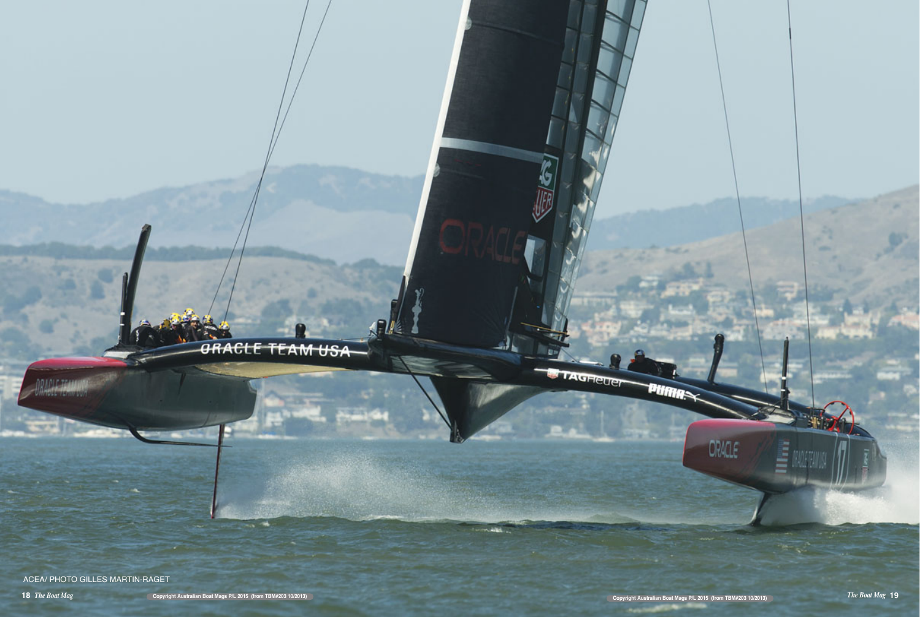ACEA/ PHOTO GILLES MARTIN-RAGET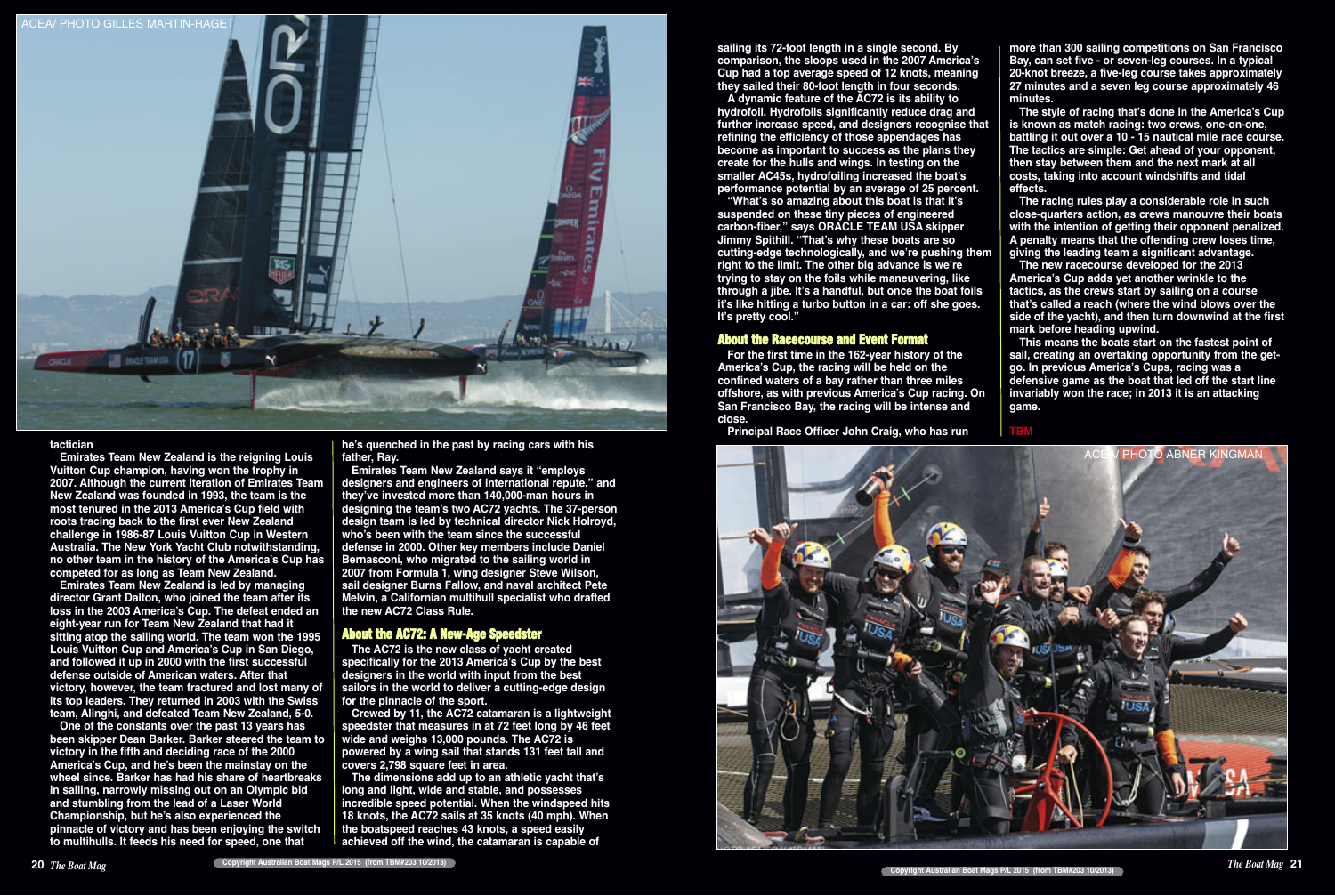ACEA/ PHOTO GILLES MARTIN-RAGET

tactician

Emirates Team New Zealand is the reigning Louis Vuitton Cup champion, having won the trophy in 2007. Although the current iteration of Emirates Team New Zealand was founded in 1993, the team is the most tenured in the 2013 America's Cup field with roots tracing back to the first ever New Zealand challenge in 1986-87 Louis Vuitton Cup in Western Australia. The New York Yacht Club notwithstanding, no other team in the history of the America's Cup has competed for as long as Team New Zealand.

Emirates Team New Zealand is led by managing director Grant Dalton, who joined the team after its loss in the 2003 America's Cup. The defeat ended an eight-year run for Team New Zealand that had it sitting atop the sailing world. The team won the 1995 Louis Vuitton Cup and America's Cup in San Diego, and followed it up in 2000 with the first successful defense outside of American waters. After that victory, however, the team fractured and lost many of its top leaders. They returned in 2003 with the Swiss team, Alinghi, and defeated Team New Zealand, 5-0.

One of the constants over the past 13 years has been skipper Dean Barker. Barker steered the team to victory in the fifth and deciding race of the 2000 America's Cup, and he's been the mainstay on the wheel since. Barker has had his share of heartbreaks in sailing, narrowly missing out on an Olympic bid and stumbling from the lead of a Laser World Championship, but he's also experienced the pinnacle of victory and has been enjoying the switch to multihulls. It feeds his need for speed, one that he's quenched in the past by racing cars with his father, Ray.

Emirates Team New Zealand says it "employs designers and engineers of international repute," and they've invested more than 140,000-man hours in designing the team's two AC72 yachts. The 37-person design team is led by technical director Nick Holroyd, who's been with the team since the successful defense in 2000. Other key members include Daniel Bernasconi, who migrated to the sailing world in 2007 from Formula 1, wing designer Steve Wilson, sail designer Burns Fallow, and naval architect Pete Melvin, a Californian multihull specialist who drafted the new AC72 Class Rule.

## About the AC72: A New-Age Speedster

The AC72 is the new class of yacht created specifically for the 2013 America's Cup by the best designers in the world with input from the best sailors in the world to deliver a cutting-edge design for the pinnacle of the sport.

Crewed by 11, the AC72 catamaran is a lightweight speedster that measures in at 72 feet long by 46 feet wide and weighs 13,000 pounds. The AC72 is powered by a wing sail that stands 131 feet tall and covers 2,798 square feet in area.

The dimensions add up to an athletic yacht that's long and light, wide and stable, and possesses incredible speed potential. When the windspeed hits 18 knots, the AC72 sails at 35 knots (40 mph). When the boatspeed reaches 43 knots, a speed easily achieved off the wind, the catamaran is capable of sailing its 72-foot length in a single second. By comparison, the sloops used in the 2007 America's Cup had a top average speed of 12 knots, meaning they sailed their 80-foot length in four seconds.

A dynamic feature of the AC72 is its ability to hydrofoil. Hydrofoils significantly reduce drag and further increase speed, and designers recognise that refining the efficiency of those appendages has become as important to success as the plans they create for the hulls and wings. In testing on the smaller AC45s, hydrofoiling increased the boat's performance potential by an average of 25 percent.

"What's so amazing about this boat is that it's suspended on these tiny pieces of engineered carbon-fiber," says ORACLE TEAM USA skipper Jimmy Spithill. "That's why these boats are so cutting-edge technologically, and we're pushing them right to the limit. The other big advance is we're trying to stay on the foils while maneuvering, like through a jibe. It's a handful, but once the boat foils it's like hitting a turbo button in a car: off she goes. It's pretty cool."

## About the Racecourse and Event Format

For the first time in the 162-year history of the America's Cup, the racing will be held on the confined waters of a bay rather than three miles offshore, as with previous America's Cup racing. On San Francisco Bay, the racing will be intense and close.

Principal Race Officer John Craig, who has run more than 300 sailing competitions on San Francisco Bay, can set five - or seven-leg courses. In a typical 20-knot breeze, a five-leg course takes approximately 27 minutes and a seven leg course approximately 46 minutes.

The style of racing that's done in the America's Cup is known as match racing: two crews, one-on-one, battling it out over a 10 - 15 nautical mile race course. The tactics are simple: Get ahead of your opponent, then stay between them and the next mark at all costs, taking into account windshifts and tidal effects.

The racing rules play a considerable role in such close-quarters action, as crews manouvre their boats with the intention of getting their opponent penalized. A penalty means that the offending crew loses time, giving the leading team a significant advantage.

The new racecourse developed for the 2013 America's Cup adds yet another wrinkle to the tactics, as the crews start by sailing on a course that's called a reach (where the wind blows over the side of the yacht), and then turn downwind at the first mark before heading upwind.

This means the boats start on the fastest point of sail, creating an overtaking opportunity from the get-go. In previous America's Cups, racing was a defensive game as the boat that led off the start line invariably won the race; in 2013 it is an attacking game.

TBM

ACEA/ PHOTO ABNER KINGMAN